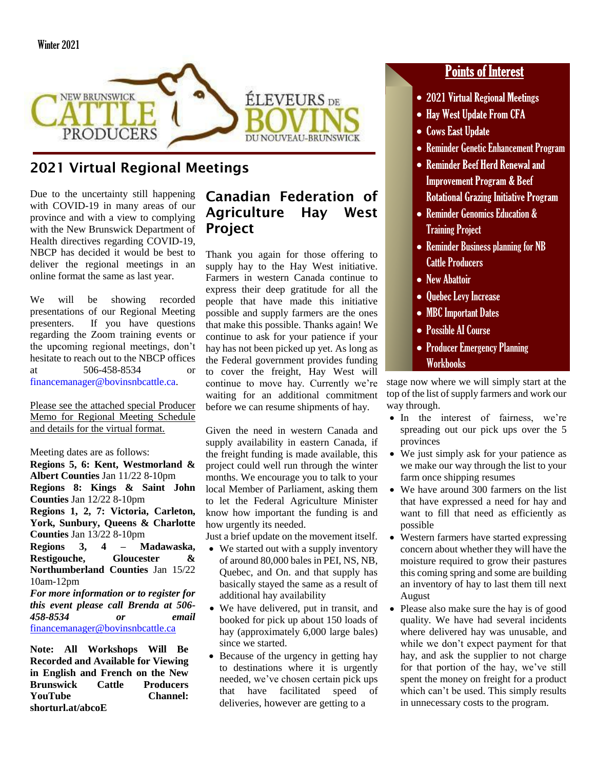Winter 2021

NEW BRUNSWICK CATTLE PRODUCERS — ÉLEVEURS DE BOVINS DU NOUVEAU-BRUNSWICK

## Points of Interest

- 2021 Virtual Regional Meetings
- Hay West Update From CFA
- Cows East Update
- Reminder Genetic Enhancement Program
- Reminder Beef Herd Renewal and Improvement Program & Beef Rotational Grazing Initiative Program
- Reminder Genomics Education & Training Project
- Reminder Business planning for NB Cattle Producers
- New Abattoir
- Quebec Levy Increase
- MBC Important Dates
- Possible AI Course
- Producer Emergency Planning Workbooks

## 2021 Virtual Regional Meetings

Due to the uncertainty still happening with COVID-19 in many areas of our province and with a view to complying with the New Brunswick Department of Health directives regarding COVID-19, NBCP has decided it would be best to deliver the regional meetings in an online format the same as last year.

We will be showing recorded presentations of our Regional Meeting presenters. If you have questions regarding the Zoom training events or the upcoming regional meetings, don't hesitate to reach out to the NBCP offices at 506-458-8534 or financemanager@bovinsnbcattle.ca.

Please see the attached special Producer Memo for Regional Meeting Schedule and details for the virtual format.

Meeting dates are as follows:

**Regions 5, 6: Kent, Westmorland & Albert Counties** Jan 11/22 8-10pm

**Regions 8: Kings & Saint John Counties** Jan 12/22 8-10pm

**Regions 1, 2, 7: Victoria, Carleton, York, Sunbury, Queens & Charlotte Counties** Jan 13/22 8-10pm

**Regions 3, 4 – Madawaska, Restigouche, Gloucester & Northumberland Counties** Jan 15/22 10am-12pm

***For more information or to register for this event please call Brenda at 506-458-8534 or email*** financemanager@bovinsnbcattle.ca

**Note: All Workshops Will Be Recorded and Available for Viewing in English and French on the New Brunswick Cattle Producers YouTube Channel: shorturl.at/abcoE**

## Canadian Federation of Agriculture Hay West Project

Thank you again for those offering to supply hay to the Hay West initiative. Farmers in western Canada continue to express their deep gratitude for all the people that have made this initiative possible and supply farmers are the ones that make this possible. Thanks again! We continue to ask for your patience if your hay has not been picked up yet. As long as the Federal government provides funding to cover the freight, Hay West will continue to move hay. Currently we're waiting for an additional commitment before we can resume shipments of hay.

Given the need in western Canada and supply availability in eastern Canada, if the freight funding is made available, this project could well run through the winter months. We encourage you to talk to your local Member of Parliament, asking them to let the Federal Agriculture Minister know how important the funding is and how urgently its needed.

Just a brief update on the movement itself.

- We started out with a supply inventory of around 80,000 bales in PEI, NS, NB, Quebec, and On. and that supply has basically stayed the same as a result of additional hay availability
- We have delivered, put in transit, and booked for pick up about 150 loads of hay (approximately 6,000 large bales) since we started.
- Because of the urgency in getting hay to destinations where it is urgently needed, we've chosen certain pick ups that have facilitated speed of deliveries, however are getting to a stage now where we will simply start at the top of the list of supply farmers and work our way through.
- In the interest of fairness, we're spreading out our pick ups over the 5 provinces
- We just simply ask for your patience as we make our way through the list to your farm once shipping resumes
- We have around 300 farmers on the list that have expressed a need for hay and want to fill that need as efficiently as possible
- Western farmers have started expressing concern about whether they will have the moisture required to grow their pastures this coming spring and some are building an inventory of hay to last them till next August
- Please also make sure the hay is of good quality. We have had several incidents where delivered hay was unusable, and while we don't expect payment for that hay, and ask the supplier to not charge for that portion of the hay, we've still spent the money on freight for a product which can't be used. This simply results in unnecessary costs to the program.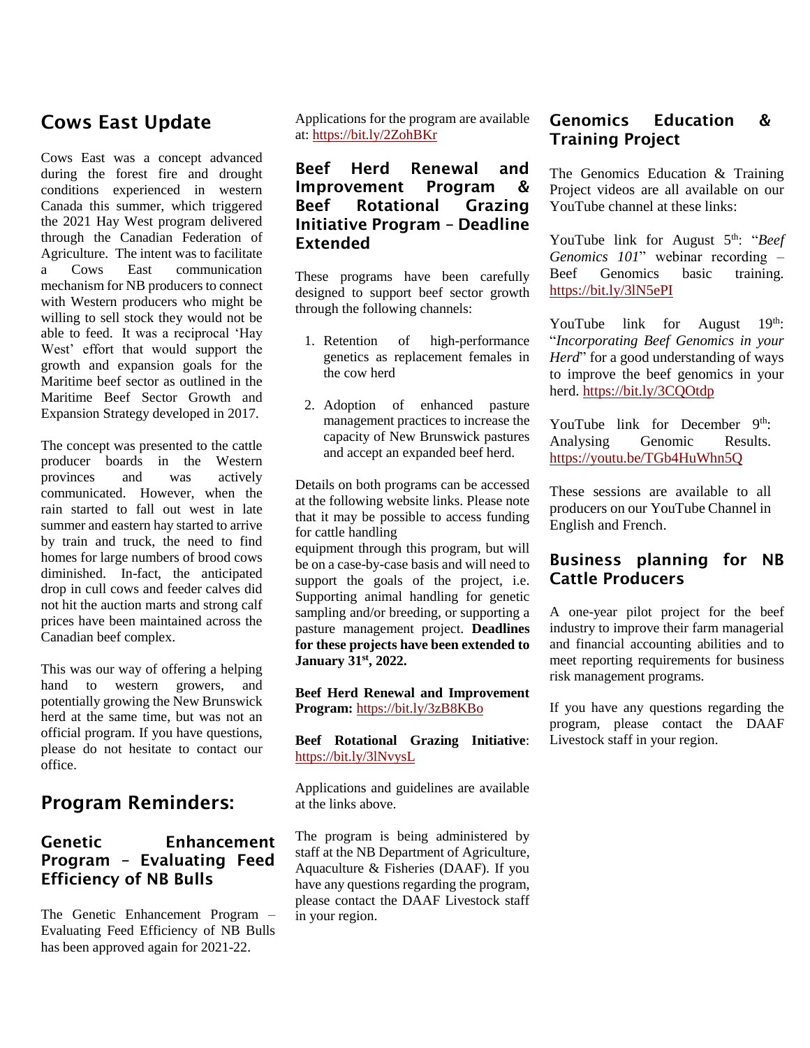## Cows East Update

Cows East was a concept advanced during the forest fire and drought conditions experienced in western Canada this summer, which triggered the 2021 Hay West program delivered through the Canadian Federation of Agriculture. The intent was to facilitate a Cows East communication mechanism for NB producers to connect with Western producers who might be willing to sell stock they would not be able to feed. It was a reciprocal 'Hay West' effort that would support the growth and expansion goals for the Maritime beef sector as outlined in the Maritime Beef Sector Growth and Expansion Strategy developed in 2017.

The concept was presented to the cattle producer boards in the Western provinces and was actively communicated. However, when the rain started to fall out west in late summer and eastern hay started to arrive by train and truck, the need to find homes for large numbers of brood cows diminished. In-fact, the anticipated drop in cull cows and feeder calves did not hit the auction marts and strong calf prices have been maintained across the Canadian beef complex.

This was our way of offering a helping hand to western growers, and potentially growing the New Brunswick herd at the same time, but was not an official program. If you have questions, please do not hesitate to contact our office.

## Program Reminders:

### Genetic Enhancement Program – Evaluating Feed Efficiency of NB Bulls

The Genetic Enhancement Program – Evaluating Feed Efficiency of NB Bulls has been approved again for 2021-22.

Applications for the program are available at: https://bit.ly/2ZohBKr

### Beef Herd Renewal and Improvement Program & Beef Rotational Grazing Initiative Program – Deadline Extended

These programs have been carefully designed to support beef sector growth through the following channels:

1. Retention of high-performance genetics as replacement females in the cow herd
2. Adoption of enhanced pasture management practices to increase the capacity of New Brunswick pastures and accept an expanded beef herd.

Details on both programs can be accessed at the following website links. Please note that it may be possible to access funding for cattle handling equipment through this program, but will be on a case-by-case basis and will need to support the goals of the project, i.e. Supporting animal handling for genetic sampling and/or breeding, or supporting a pasture management project. **Deadlines for these projects have been extended to January 31st, 2022.**

**Beef Herd Renewal and Improvement Program:** https://bit.ly/3zB8KBo

**Beef Rotational Grazing Initiative**: https://bit.ly/3lNvysL

Applications and guidelines are available at the links above.

The program is being administered by staff at the NB Department of Agriculture, Aquaculture & Fisheries (DAAF). If you have any questions regarding the program, please contact the DAAF Livestock staff in your region.

### Genomics Education & Training Project

The Genomics Education & Training Project videos are all available on our YouTube channel at these links:

YouTube link for August 5th: "*Beef Genomics 101*" webinar recording – Beef Genomics basic training. https://bit.ly/3lN5ePI

YouTube link for August 19th: "*Incorporating Beef Genomics in your Herd*" for a good understanding of ways to improve the beef genomics in your herd. https://bit.ly/3CQOtdp

YouTube link for December 9th: Analysing Genomic Results. https://youtu.be/TGb4HuWhn5Q

These sessions are available to all producers on our YouTube Channel in English and French.

### Business planning for NB Cattle Producers

A one-year pilot project for the beef industry to improve their farm managerial and financial accounting abilities and to meet reporting requirements for business risk management programs.

If you have any questions regarding the program, please contact the DAAF Livestock staff in your region.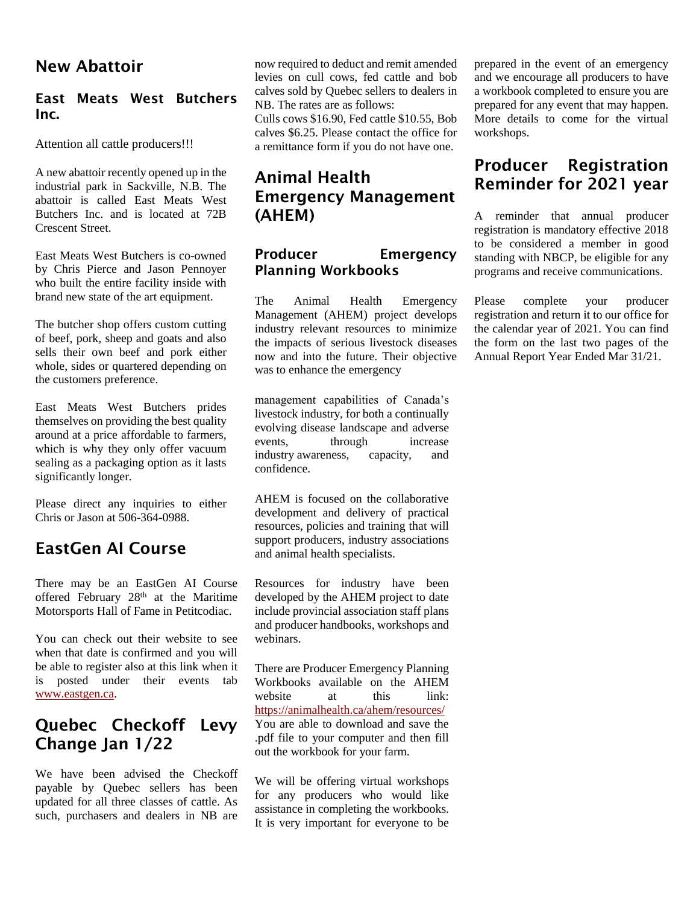## New Abattoir

### East Meats West Butchers Inc.

Attention all cattle producers!!!

A new abattoir recently opened up in the industrial park in Sackville, N.B. The abattoir is called East Meats West Butchers Inc. and is located at 72B Crescent Street.

East Meats West Butchers is co-owned by Chris Pierce and Jason Pennoyer who built the entire facility inside with brand new state of the art equipment.

The butcher shop offers custom cutting of beef, pork, sheep and goats and also sells their own beef and pork either whole, sides or quartered depending on the customers preference.

East Meats West Butchers prides themselves on providing the best quality around at a price affordable to farmers, which is why they only offer vacuum sealing as a packaging option as it lasts significantly longer.

Please direct any inquiries to either Chris or Jason at 506-364-0988.

## EastGen AI Course

There may be an EastGen AI Course offered February 28th at the Maritime Motorsports Hall of Fame in Petitcodiac.

You can check out their website to see when that date is confirmed and you will be able to register also at this link when it is posted under their events tab www.eastgen.ca.

## Quebec Checkoff Levy Change Jan 1/22

We have been advised the Checkoff payable by Quebec sellers has been updated for all three classes of cattle. As such, purchasers and dealers in NB are now required to deduct and remit amended levies on cull cows, fed cattle and bob calves sold by Quebec sellers to dealers in NB. The rates are as follows:

Culls cows $16.90, Fed cattle $10.55, Bob calves $6.25. Please contact the office for a remittance form if you do not have one.

## Animal Health Emergency Management (AHEM)

### Producer Emergency Planning Workbooks

The Animal Health Emergency Management (AHEM) project develops industry relevant resources to minimize the impacts of serious livestock diseases now and into the future. Their objective was to enhance the emergency management capabilities of Canada's livestock industry, for both a continually evolving disease landscape and adverse events, through increase industry awareness, capacity, and confidence.

AHEM is focused on the collaborative development and delivery of practical resources, policies and training that will support producers, industry associations and animal health specialists.

Resources for industry have been developed by the AHEM project to date include provincial association staff plans and producer handbooks, workshops and webinars.

There are Producer Emergency Planning Workbooks available on the AHEM website at this link: https://animalhealth.ca/ahem/resources/ You are able to download and save the .pdf file to your computer and then fill out the workbook for your farm.

We will be offering virtual workshops for any producers who would like assistance in completing the workbooks. It is very important for everyone to be prepared in the event of an emergency and we encourage all producers to have a workbook completed to ensure you are prepared for any event that may happen. More details to come for the virtual workshops.

## Producer Registration Reminder for 2021 year

A reminder that annual producer registration is mandatory effective 2018 to be considered a member in good standing with NBCP, be eligible for any programs and receive communications.

Please complete your producer registration and return it to our office for the calendar year of 2021. You can find the form on the last two pages of the Annual Report Year Ended Mar 31/21.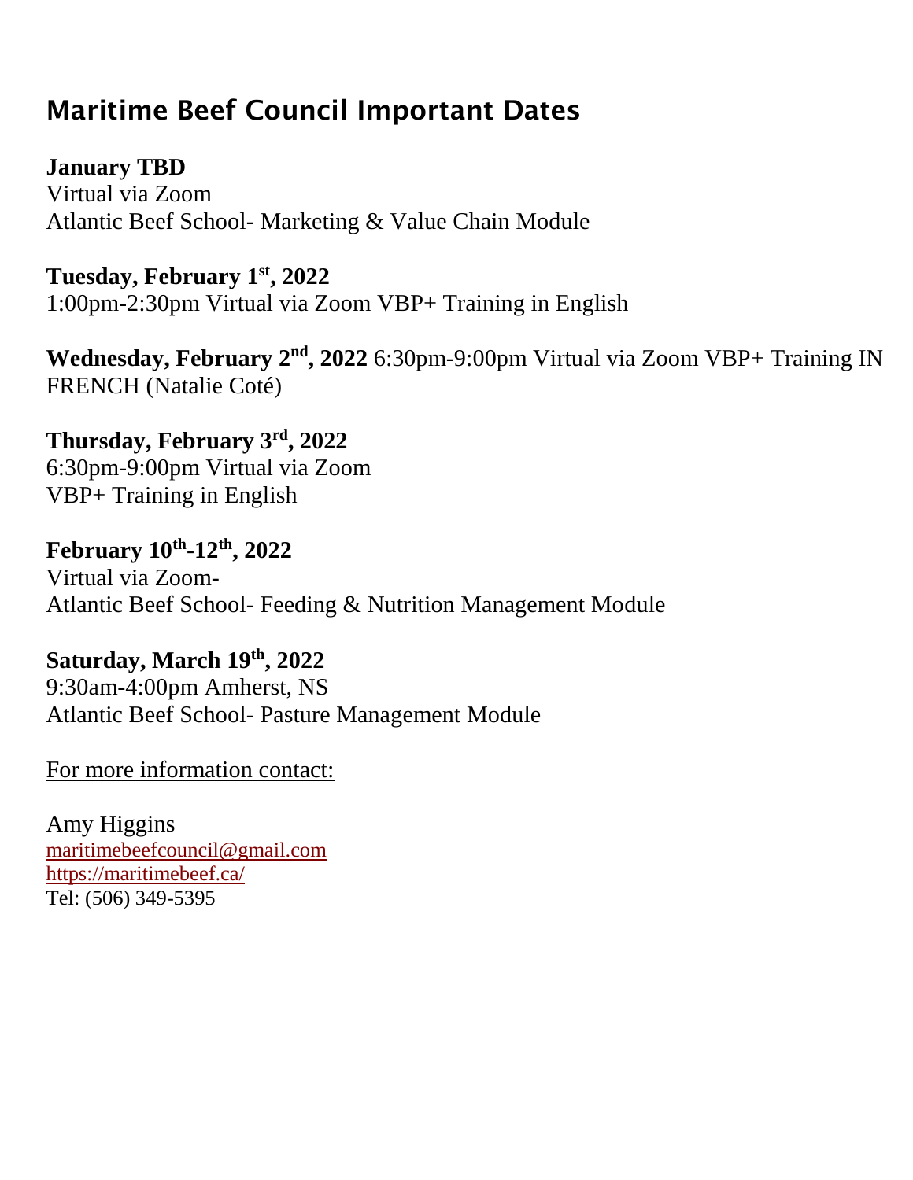# Maritime Beef Council Important Dates

**January TBD**
Virtual via Zoom
Atlantic Beef School- Marketing & Value Chain Module

**Tuesday, February 1st, 2022**
1:00pm-2:30pm Virtual via Zoom VBP+ Training in English

**Wednesday, February 2nd, 2022** 6:30pm-9:00pm Virtual via Zoom VBP+ Training IN FRENCH (Natalie Coté)

**Thursday, February 3rd, 2022**
6:30pm-9:00pm Virtual via Zoom
VBP+ Training in English

**February 10th-12th, 2022**
Virtual via Zoom-
Atlantic Beef School- Feeding & Nutrition Management Module

**Saturday, March 19th, 2022**
9:30am-4:00pm Amherst, NS
Atlantic Beef School- Pasture Management Module

For more information contact:

Amy Higgins
maritimebeefcouncil@gmail.com
https://maritimebeef.ca/
Tel: (506) 349-5395